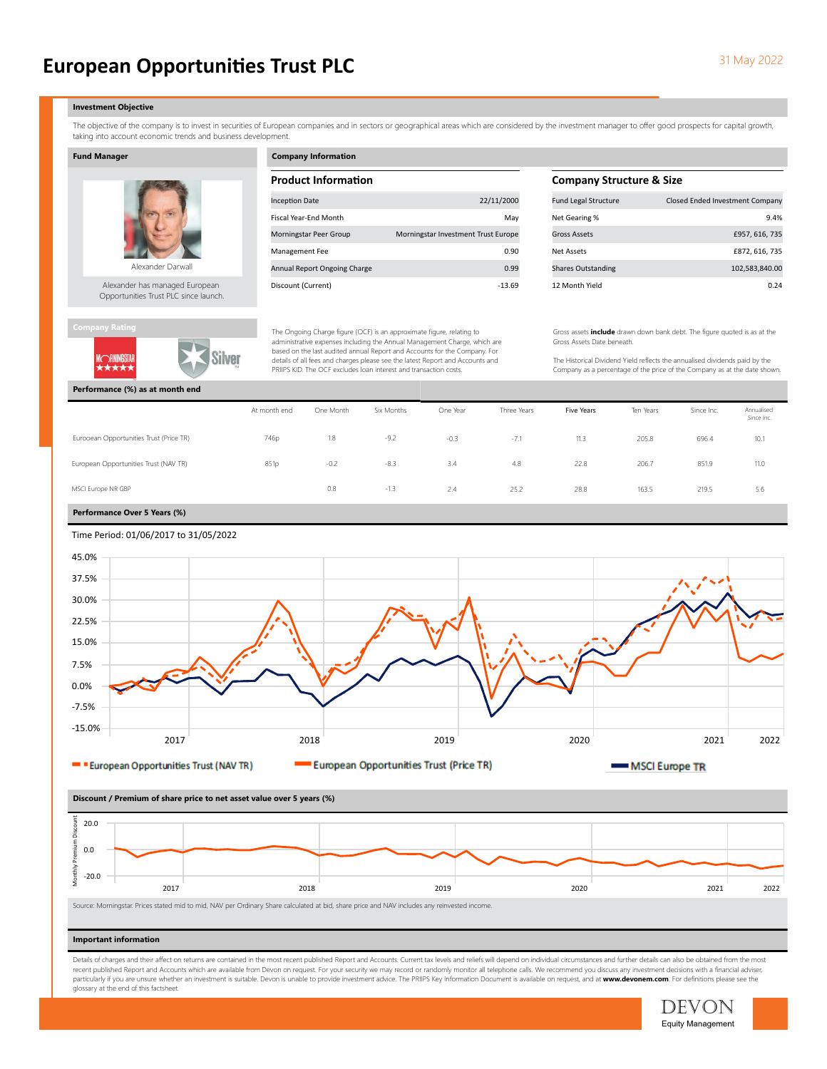# European Opportunities Trust PLC

31 May 2022

## Investment Objective

The objective of the company is to invest in securities of European companies and in sectors or geographical areas which are considered by the investment manager to offer good prospects for capital growth, taking into account economic trends and business development.

## Fund Manager

Alexander Darwall

Alexander has managed European Opportunities Trust PLC since launch.

## Company Information

### Product Information

| | |
|---|---|
| Inception Date | 22/11/2000 |
| Fiscal Year-End Month | May |
| Morningstar Peer Group | Morningstar Investment Trust Europe |
| Management Fee | 0.90 |
| Annual Report Ongoing Charge | 0.99 |
| Discount (Current) | -13.69 |

The Ongoing Charge figure (OCF) is an approximate figure, relating to administrative expenses including the Annual Management Charge, which are based on the last audited annual Report and Accounts for the Company. For details of all fees and charges please see the latest Report and Accounts and PRIIPS KID. The OCF excludes loan interest and transaction costs.

### Company Structure & Size

| | |
|---|---|
| Fund Legal Structure | Closed Ended Investment Company |
| Net Gearing % | 9.4% |
| Gross Assets | £957, 616, 735 |
| Net Assets | £872, 616, 735 |
| Shares Outstanding | 102,583,840.00 |
| 12 Month Yield | 0.24 |

Gross assets **include** drawn down bank debt. The figure quoted is as at the Gross Assets Date beneath.

The Historical Dividend Yield reflects the annualised dividends paid by the Company as a percentage of the price of the Company as at the date shown.

## Company Rating

Morningstar ★★★★★ — Silver

## Performance (%) as at month end

| | At month end | One Month | Six Months | One Year | Three Years | Five Years | Ten Years | Since Inc. | Annualised Since Inc. |
|---|---|---|---|---|---|---|---|---|---|
| European Opportunities Trust (Price TR) | 746p | 1.8 | -9.2 | -0.3 | -7.1 | 11.3 | 205.8 | 696.4 | 10.1 |
| European Opportunities Trust (NAV TR) | 851p | -0.2 | -8.3 | 3.4 | 4.8 | 22.8 | 206.7 | 851.9 | 11.0 |
| MSCI Europe NR GBP | | 0.8 | -1.3 | 2.4 | 25.2 | 28.8 | 163.5 | 219.5 | 5.6 |

## Performance Over 5 Years (%)

Time Period: 01/06/2017 to 31/05/2022

European Opportunities Trust (NAV TR) — European Opportunities Trust (Price TR) — MSCI Europe TR

## Discount / Premium of share price to net asset value over 5 years (%)

Source: Morningstar. Prices stated mid to mid, NAV per Ordinary Share calculated at bid, share price and NAV includes any reinvested income.

## Important information

Details of charges and their affect on returns are contained in the most recent published Report and Accounts. Current tax levels and reliefs will depend on individual circumstances and further details can also be obtained from the most recent published Report and Accounts which are available from Devon on request. For your security we may record or randomly monitor all telephone calls. We recommend you discuss any investment decisions with a financial adviser, particularly if you are unsure whether an investment is suitable. Devon is unable to provide investment advice. The PRIIPS Key Information Document is available on request, and at **www.devonem.com**. For definitions please see the glossary at the end of this factsheet.

DEVON Equity Management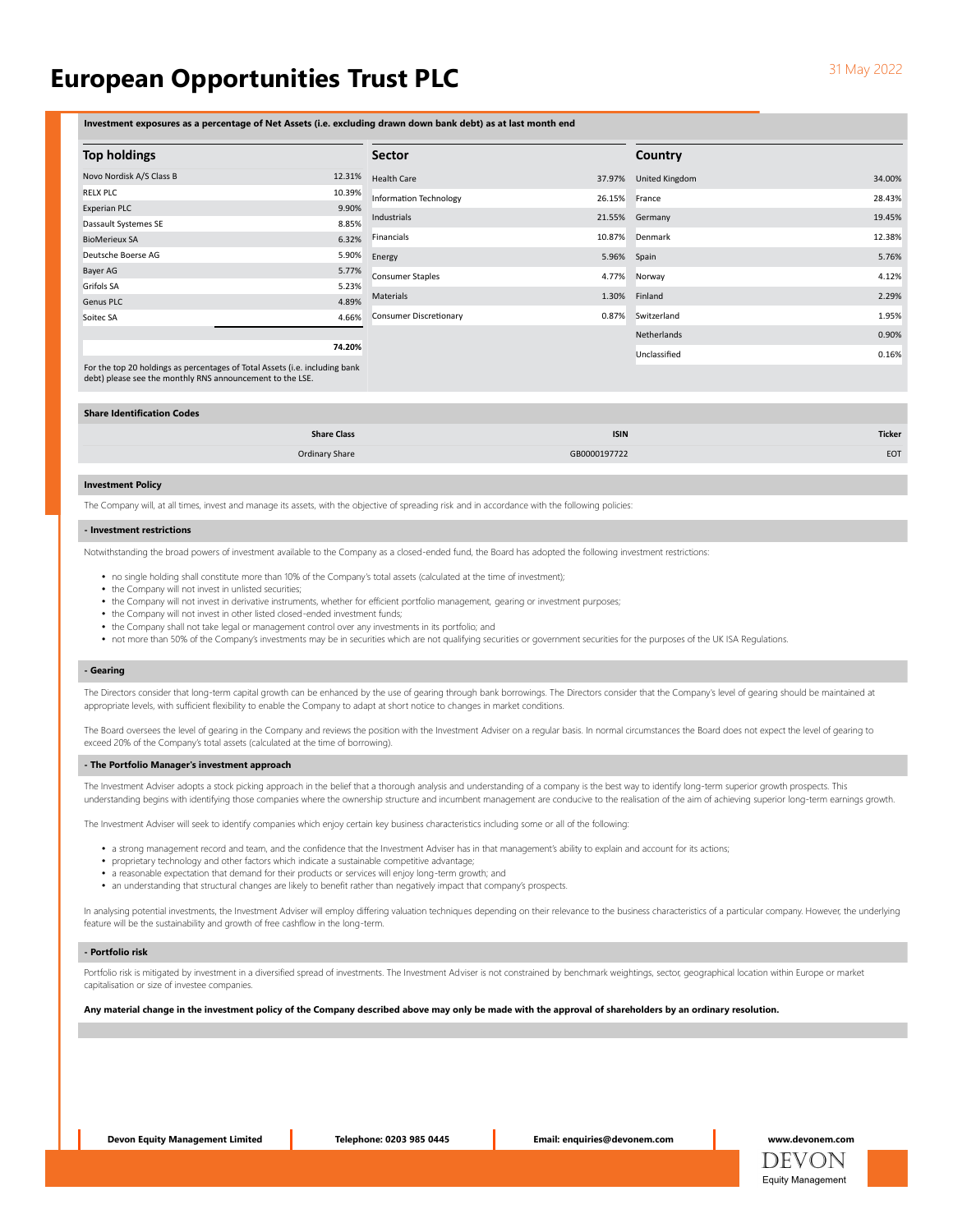# European Opportunities Trust PLC

31 May 2022

**Investment exposures as a percentage of Net Assets (i.e. excluding drawn down bank debt) as at last month end**

## Top holdings

| Holding | % |
|---|---|
| Novo Nordisk A/S Class B | 12.31% |
| RELX PLC | 10.39% |
| Experian PLC | 9.90% |
| Dassault Systemes SE | 8.85% |
| BioMerieux SA | 6.32% |
| Deutsche Boerse AG | 5.90% |
| Bayer AG | 5.77% |
| Grifols SA | 5.23% |
| Genus PLC | 4.89% |
| Soitec SA | 4.66% |
| | 74.20% |

For the top 20 holdings as percentages of Total Assets (i.e. including bank debt) please see the monthly RNS announcement to the LSE.

## Sector

| Sector | % |
|---|---|
| Health Care | 37.97% |
| Information Technology | 26.15% |
| Industrials | 21.55% |
| Financials | 10.87% |
| Energy | 5.96% |
| Consumer Staples | 4.77% |
| Materials | 1.30% |
| Consumer Discretionary | 0.87% |

## Country

| Country | % |
|---|---|
| United Kingdom | 34.00% |
| France | 28.43% |
| Germany | 19.45% |
| Denmark | 12.38% |
| Spain | 5.76% |
| Norway | 4.12% |
| Finland | 2.29% |
| Switzerland | 1.95% |
| Netherlands | 0.90% |
| Unclassified | 0.16% |

## Share Identification Codes

| Share Class | ISIN | Ticker |
|---|---|---|
| Ordinary Share | GB0000197722 | EOT |

## Investment Policy

The Company will, at all times, invest and manage its assets, with the objective of spreading risk and in accordance with the following policies:

### - Investment restrictions

Notwithstanding the broad powers of investment available to the Company as a closed-ended fund, the Board has adopted the following investment restrictions:

- no single holding shall constitute more than 10% of the Company's total assets (calculated at the time of investment);
- the Company will not invest in unlisted securities;
- the Company will not invest in derivative instruments, whether for efficient portfolio management, gearing or investment purposes;
- the Company will not invest in other listed closed-ended investment funds;
- the Company shall not take legal or management control over any investments in its portfolio; and
- not more than 50% of the Company's investments may be in securities which are not qualifying securities or government securities for the purposes of the UK ISA Regulations.

### - Gearing

The Directors consider that long-term capital growth can be enhanced by the use of gearing through bank borrowings. The Directors consider that the Company's level of gearing should be maintained at appropriate levels, with sufficient flexibility to enable the Company to adapt at short notice to changes in market conditions.

The Board oversees the level of gearing in the Company and reviews the position with the Investment Adviser on a regular basis. In normal circumstances the Board does not expect the level of gearing to exceed 20% of the Company's total assets (calculated at the time of borrowing).

### - The Portfolio Manager's investment approach

The Investment Adviser adopts a stock picking approach in the belief that a thorough analysis and understanding of a company is the best way to identify long-term superior growth prospects. This understanding begins with identifying those companies where the ownership structure and incumbent management are conducive to the realisation of the aim of achieving superior long-term earnings growth.

The Investment Adviser will seek to identify companies which enjoy certain key business characteristics including some or all of the following:

- a strong management record and team, and the confidence that the Investment Adviser has in that management's ability to explain and account for its actions;
- proprietary technology and other factors which indicate a sustainable competitive advantage;
- a reasonable expectation that demand for their products or services will enjoy long-term growth; and
- an understanding that structural changes are likely to benefit rather than negatively impact that company's prospects.

In analysing potential investments, the Investment Adviser will employ differing valuation techniques depending on their relevance to the business characteristics of a particular company. However, the underlying feature will be the sustainability and growth of free cashflow in the long-term.

### - Portfolio risk

Portfolio risk is mitigated by investment in a diversified spread of investments. The Investment Adviser is not constrained by benchmark weightings, sector, geographical location within Europe or market capitalisation or size of investee companies.

**Any material change in the investment policy of the Company described above may only be made with the approval of shareholders by an ordinary resolution.**

**Devon Equity Management Limited** | **Telephone: 0203 985 0445** | **Email: enquiries@devonem.com** | **www.devonem.com**

DEVON Equity Management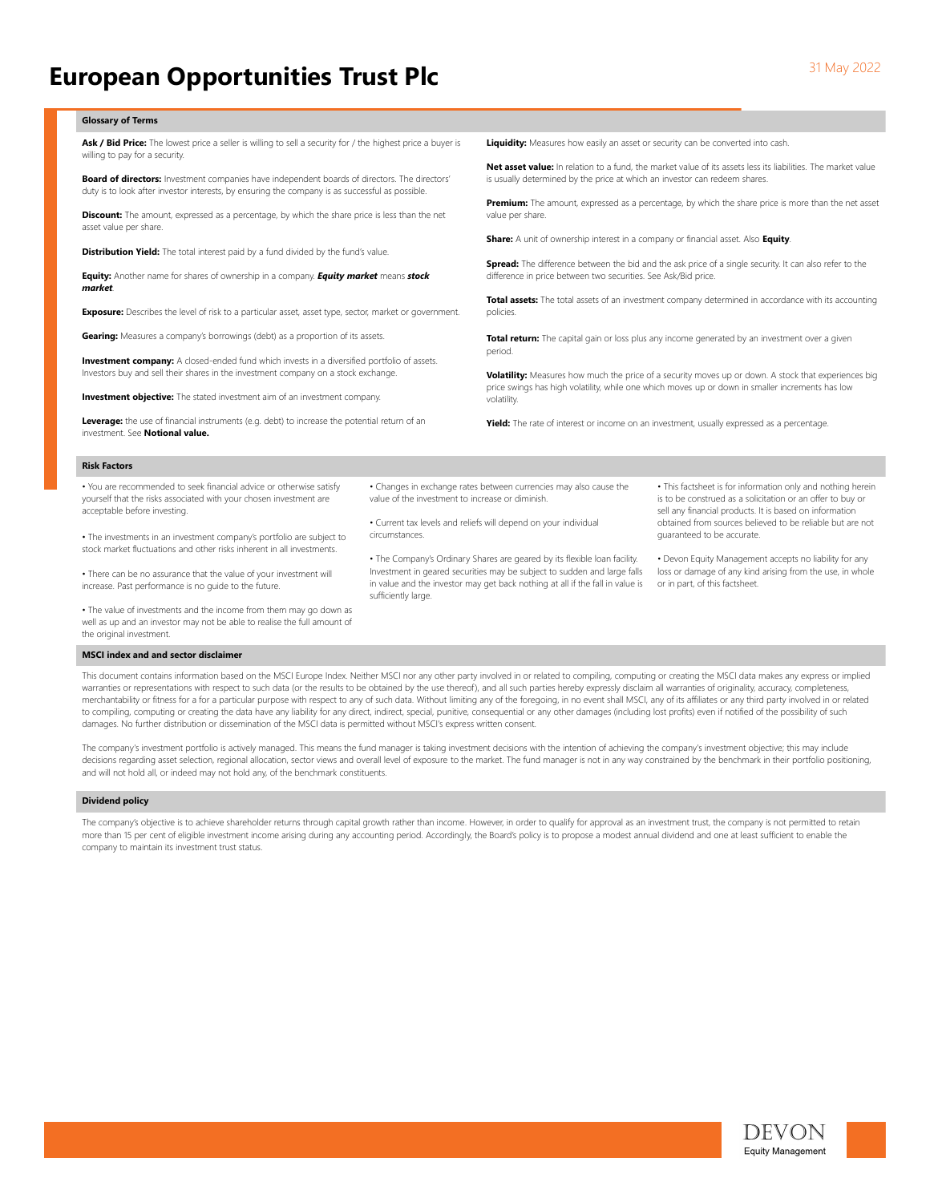# European Opportunities Trust Plc

31 May 2022

## Glossary of Terms

**Ask / Bid Price:** The lowest price a seller is willing to sell a security for / the highest price a buyer is willing to pay for a security.

**Board of directors:** Investment companies have independent boards of directors. The directors' duty is to look after investor interests, by ensuring the company is as successful as possible.

**Discount:** The amount, expressed as a percentage, by which the share price is less than the net asset value per share.

**Distribution Yield:** The total interest paid by a fund divided by the fund's value.

**Equity:** Another name for shares of ownership in a company. ***Equity market*** means ***stock market***.

**Exposure:** Describes the level of risk to a particular asset, asset type, sector, market or government.

**Gearing:** Measures a company's borrowings (debt) as a proportion of its assets.

**Investment company:** A closed-ended fund which invests in a diversified portfolio of assets. Investors buy and sell their shares in the investment company on a stock exchange.

**Investment objective:** The stated investment aim of an investment company.

**Leverage:** the use of financial instruments (e.g. debt) to increase the potential return of an investment. See **Notional value.**

**Liquidity:** Measures how easily an asset or security can be converted into cash.

**Net asset value:** In relation to a fund, the market value of its assets less its liabilities. The market value is usually determined by the price at which an investor can redeem shares.

**Premium:** The amount, expressed as a percentage, by which the share price is more than the net asset value per share.

**Share:** A unit of ownership interest in a company or financial asset. Also **Equity**.

**Spread:** The difference between the bid and the ask price of a single security. It can also refer to the difference in price between two securities. See Ask/Bid price.

**Total assets:** The total assets of an investment company determined in accordance with its accounting policies.

**Total return:** The capital gain or loss plus any income generated by an investment over a given period.

**Volatility:** Measures how much the price of a security moves up or down. A stock that experiences big price swings has high volatility, while one which moves up or down in smaller increments has low volatility.

**Yield:** The rate of interest or income on an investment, usually expressed as a percentage.

## Risk Factors

- You are recommended to seek financial advice or otherwise satisfy yourself that the risks associated with your chosen investment are acceptable before investing.
- The investments in an investment company's portfolio are subject to stock market fluctuations and other risks inherent in all investments.
- There can be no assurance that the value of your investment will increase. Past performance is no guide to the future.
- The value of investments and the income from them may go down as well as up and an investor may not be able to realise the full amount of the original investment.
- Changes in exchange rates between currencies may also cause the value of the investment to increase or diminish.
- Current tax levels and reliefs will depend on your individual circumstances.
- The Company's Ordinary Shares are geared by its flexible loan facility. Investment in geared securities may be subject to sudden and large falls in value and the investor may get back nothing at all if the fall in value is sufficiently large.
- This factsheet is for information only and nothing herein is to be construed as a solicitation or an offer to buy or sell any financial products. It is based on information obtained from sources believed to be reliable but are not guaranteed to be accurate.
- Devon Equity Management accepts no liability for any loss or damage of any kind arising from the use, in whole or in part, of this factsheet.

## MSCI index and and sector disclaimer

This document contains information based on the MSCI Europe Index. Neither MSCI nor any other party involved in or related to compiling, computing or creating the MSCI data makes any express or implied warranties or representations with respect to such data (or the results to be obtained by the use thereof), and all such parties hereby expressly disclaim all warranties of originality, accuracy, completeness, merchantability or fitness for a for a particular purpose with respect to any of such data. Without limiting any of the foregoing, in no event shall MSCI, any of its affiliates or any third party involved in or related to compiling, computing or creating the data have any liability for any direct, indirect, special, punitive, consequential or any other damages (including lost profits) even if notified of the possibility of such damages. No further distribution or dissemination of the MSCI data is permitted without MSCI's express written consent.

The company's investment portfolio is actively managed. This means the fund manager is taking investment decisions with the intention of achieving the company's investment objective; this may include decisions regarding asset selection, regional allocation, sector views and overall level of exposure to the market. The fund manager is not in any way constrained by the benchmark in their portfolio positioning, and will not hold all, or indeed may not hold any, of the benchmark constituents.

## Dividend policy

The company's objective is to achieve shareholder returns through capital growth rather than income. However, in order to qualify for approval as an investment trust, the company is not permitted to retain more than 15 per cent of eligible investment income arising during any accounting period. Accordingly, the Board's policy is to propose a modest annual dividend and one at least sufficient to enable the company to maintain its investment trust status.

DEVON
Equity Management